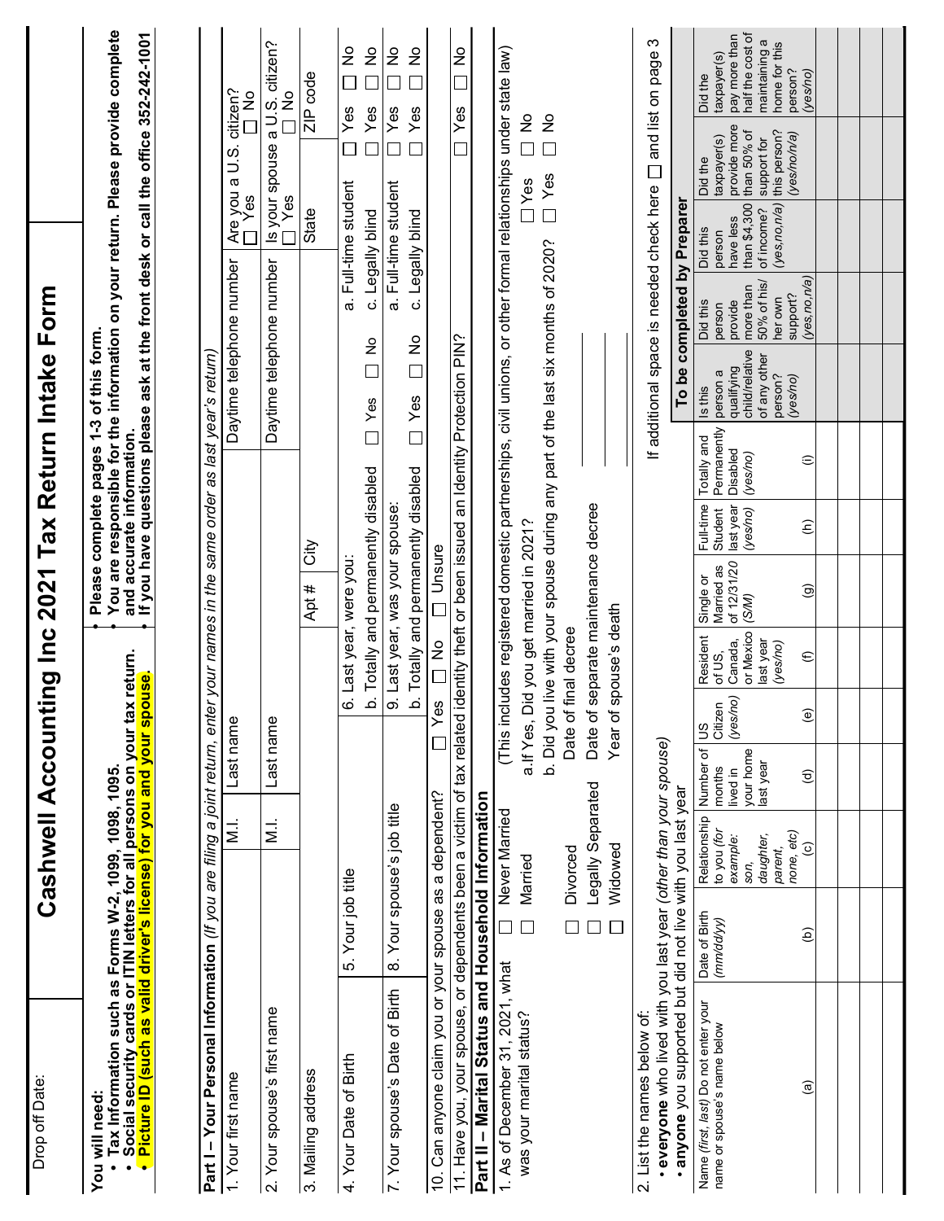Drop off Date:

# Cashwell Accounting Inc 2021 Tax Return Intake Form

**You will need:**
- **Tax Information such as Forms W-2, 1099, 1098, 1095.**
- **Social security cards or ITIN letters for all persons on your tax return.**
- **Picture ID (such as valid driver's license) for you and your spouse.**

- **Please complete pages 1-3 of this form.**
- **You are responsible for the information on your return. Please provide complete and accurate information.**
- **If you have questions please ask at the front desk or call the office 352-242-1001**

## Part I – Your Personal Information *(If you are filing a joint return, enter your names in the same order as last year's return)*

| 1. Your first name | M.I. | Last name | Daytime telephone number | Are you a U.S. citizen? ☐ Yes ☐ No |
|---|---|---|---|---|
| 2. Your spouse's first name | M.I. | Last name | Daytime telephone number | Is your spouse a U.S. citizen? ☐ Yes ☐ No |
| 3. Mailing address | Apt # | City | State | ZIP code |

4. Your Date of Birth | 5. Your job title | 6. Last year, were you: a. Full-time student ☐ Yes ☐ No; b. Totally and permanently disabled ☐ Yes ☐ No; c. Legally blind ☐ Yes ☐ No

7. Your spouse's Date of Birth | 8. Your spouse's job title | 9. Last year, was your spouse: a. Full-time student ☐ Yes ☐ No; b. Totally and permanently disabled ☐ Yes ☐ No; c. Legally blind ☐ Yes ☐ No

10. Can anyone claim you or your spouse as a dependent? ☐ Yes ☐ No ☐ Unsure

11. Have you, your spouse, or dependents been a victim of tax related identity theft or been issued an Identity Protection PIN? ☐ Yes ☐ No

## Part II – Marital Status and Household Information

1. As of December 31, 2021, what was your marital status? (This includes registered domestic partnerships, civil unions, or other formal relationships under state law)

- ☐ Never Married
- ☐ Married
  - a. If Yes, Did you get married in 2021? ☐ Yes ☐ No
  - b. Did you live with your spouse during any part of the last six months of 2020? ☐ Yes ☐ No
- ☐ Divorced — Date of final decree ____________
- ☐ Legally Separated — Date of separate maintenance decree ____________
- ☐ Widowed — Year of spouse's death ____________

2. List the names below of:
- **everyone** who lived with you last year *(other than your spouse)*
- **anyone** you supported but did not live with you last year

If additional space is needed check here ☐ and list on page 3

| Name *(first, last)* Do not enter your name or spouse's name below (a) | Date of Birth *(mm/dd/yy)* (b) | Relationship to you *(for example: son, daughter, parent, none, etc)* (c) | Number of months lived in your home last year (d) | US Citizen *(yes/no)* (e) | Resident of US, Canada, or Mexico last year *(yes/no)* (f) | Single or Married as of 12/31/20 *(S/M)* (g) | Full-time Student last year *(yes/no)* (h) | Totally and Permanently Disabled *(yes/no)* (i) | To be completed by Preparer: Is this person a qualifying child/relative of any other person? *(yes/no)* | Did this person provide more than 50% of his/her own support? *(yes,no,n/a)* | Did this person have less than $4,300 of income? *(yes,no,n/a)* | Did the taxpayer(s) provide more than 50% of support for this person? *(yes/no/n/a)* | Did the taxpayer(s) pay more than half the cost of maintaining a home for this person? *(yes/no)* |
|---|---|---|---|---|---|---|---|---|---|---|---|---|---|
| | | | | | | | | | | | | | |
| | | | | | | | | | | | | | |
| | | | | | | | | | | | | | |
| | | | | | | | | | | | | | |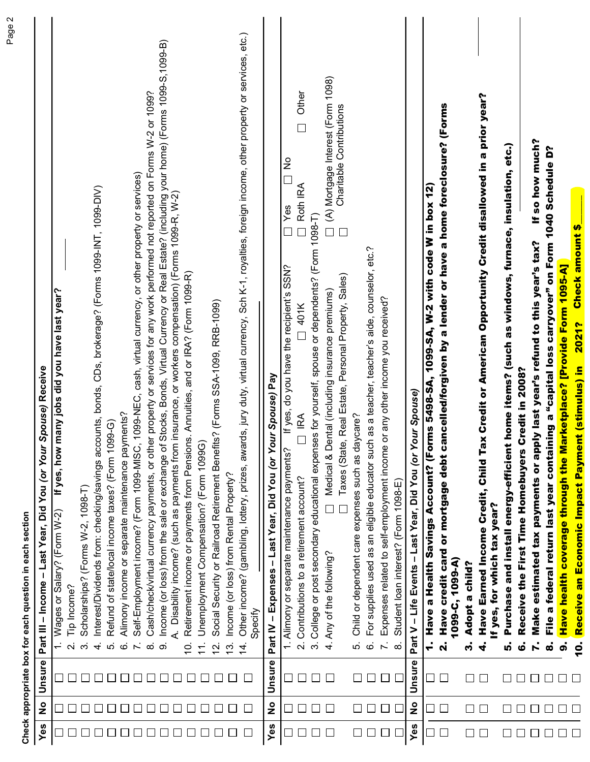Check appropriate box for each question in each section

| Yes | No | Unsure | Part III – Income – Last Year, Did You *(or Your Spouse)* Receive |
|---|---|---|---|
| ☐ | ☐ | ☐ | 1. Wages or Salary? (Form W-2) **If yes, how many jobs did you have last year?** ______ |
| ☐ | ☐ | ☐ | 2. Tip Income? |
| ☐ | ☐ | ☐ | 3. Scholarships? (Forms W-2, 1098-T) |
| ☐ | ☐ | ☐ | 4. Interest/Dividends from: checking/savings accounts, bonds, CDs, brokerage? (Forms 1099-INT, 1099-DIV) |
| ☐ | ☐ | ☐ | 5. Refund of state/local income taxes? (Form 1099-G) |
| ☐ | ☐ | ☐ | 6. Alimony income or separate maintenance payments? |
| ☐ | ☐ | ☐ | 7. Self-Employment income? (Form 1099-MISC, 1099-NEC, cash, virtual currency, or other property or services) |
| ☐ | ☐ | ☐ | 8. Cash/check/virtual currency payments, or other property or services for any work performed not reported on Forms W-2 or 1099? |
| ☐ | ☐ | ☐ | 9. Income (or loss) from the sale or exchange of Stocks, Bonds, Virtual Currency or Real Estate? (including your home) (Forms 1099-S,1099-B) |
| ☐ | ☐ | ☐ | A. Disability income? (such as payments from insurance, or workers compensation) (Forms 1099-R, W-2) |
| ☐ | ☐ | ☐ | 10. Retirement income or payments from Pensions, Annuities, and or IRA? (Form 1099-R) |
| ☐ | ☐ | ☐ | 11. Unemployment Compensation? (Form 1099G) |
| ☐ | ☐ | ☐ | 12. Social Security or Railroad Retirement Benefits? (Forms SSA-1099, RRB-1099) |
| ☐ | ☐ | ☐ | 13. Income (or loss) from Rental Property? |
| ☐ | ☐ | ☐ | 14. Other income? (gambling, lottery, prizes, awards, jury duty, virtual currency, Sch K-1, royalties, foreign income, other property or services, etc.) Specify ______ |

| Yes | No | Unsure | Part IV – Expenses – Last Year, Did You *(or Your Spouse)* Pay |
|---|---|---|---|
| ☐ | ☐ | ☐ | 1. Alimony or separate maintenance payments? If yes, do you have the recipient's SSN? ☐ Yes ☐ No |
| ☐ | ☐ | ☐ | 2. Contributions to a retirement account? ☐ IRA ☐ 401K ☐ Roth IRA ☐ Other |
| ☐ | ☐ | ☐ | 3. College or post secondary educational expenses for yourself, spouse or dependents? (Form 1098-T) |
| ☐ | ☐ | ☐ | 4. Any of the following? ☐ Medical & Dental (including insurance premiums) ☐ (A) Mortgage Interest (Form 1098) ☐ Taxes (State, Real Estate, Personal Property, Sales) ☐ Charitable Contributions |
| ☐ | ☐ | ☐ | 5. Child or dependent care expenses such as daycare? |
| ☐ | ☐ | ☐ | 6. For supplies used as an eligible educator such as a teacher, teacher's aide, counselor, etc.? |
| ☐ | ☐ | ☐ | 7. Expenses related to self-employment income or any other income you received? |
| ☐ | ☐ | ☐ | 8. Student loan interest? (Form 1098-E) |

| Yes | No | Unsure | Part V – Life Events – Last Year, Did You *(or Your Spouse)* |
|---|---|---|---|
| ☐ | ☐ | ☐ | **1. Have a Health Savings Account? (Forms 5498-SA, 1099-SA, W-2 with code W in box 12)** |
| ☐ | ☐ | ☐ | **2. Have credit card or mortgage debt cancelled/forgiven by a lender or have a home foreclosure? (Forms 1099-C, 1099-A)** |
| ☐ | ☐ | ☐ | **3. Adopt a child?** |
| ☐ | ☐ | ☐ | **4. Have Earned Income Credit, Child Tax Credit or American Opportunity Credit disallowed in a prior year? If yes, for which tax year?** ______ |
| ☐ | ☐ | ☐ | **5. Purchase and install energy-efficient home items? (such as windows, furnace, insulation, etc.)** |
| ☐ | ☐ | ☐ | **6. Receive the First Time Homebuyers Credit in 2008?** |
| ☐ | ☐ | ☐ | **7. Make estimated tax payments or apply last year's refund to this year's tax? If so how much?** ______ |
| ☐ | ☐ | ☐ | **8. File a federal return last year containing a "capital loss carryover" on Form 1040 Schedule D?** |
| ☐ | ☐ | ☐ | **9. Have health coverage through the Marketplace? [Provide Form 1095-A]** |
| ☐ | ☐ | ☐ | **10. Receive an Economic Impact Payment (stimulus) in 2021? Check amount $______** |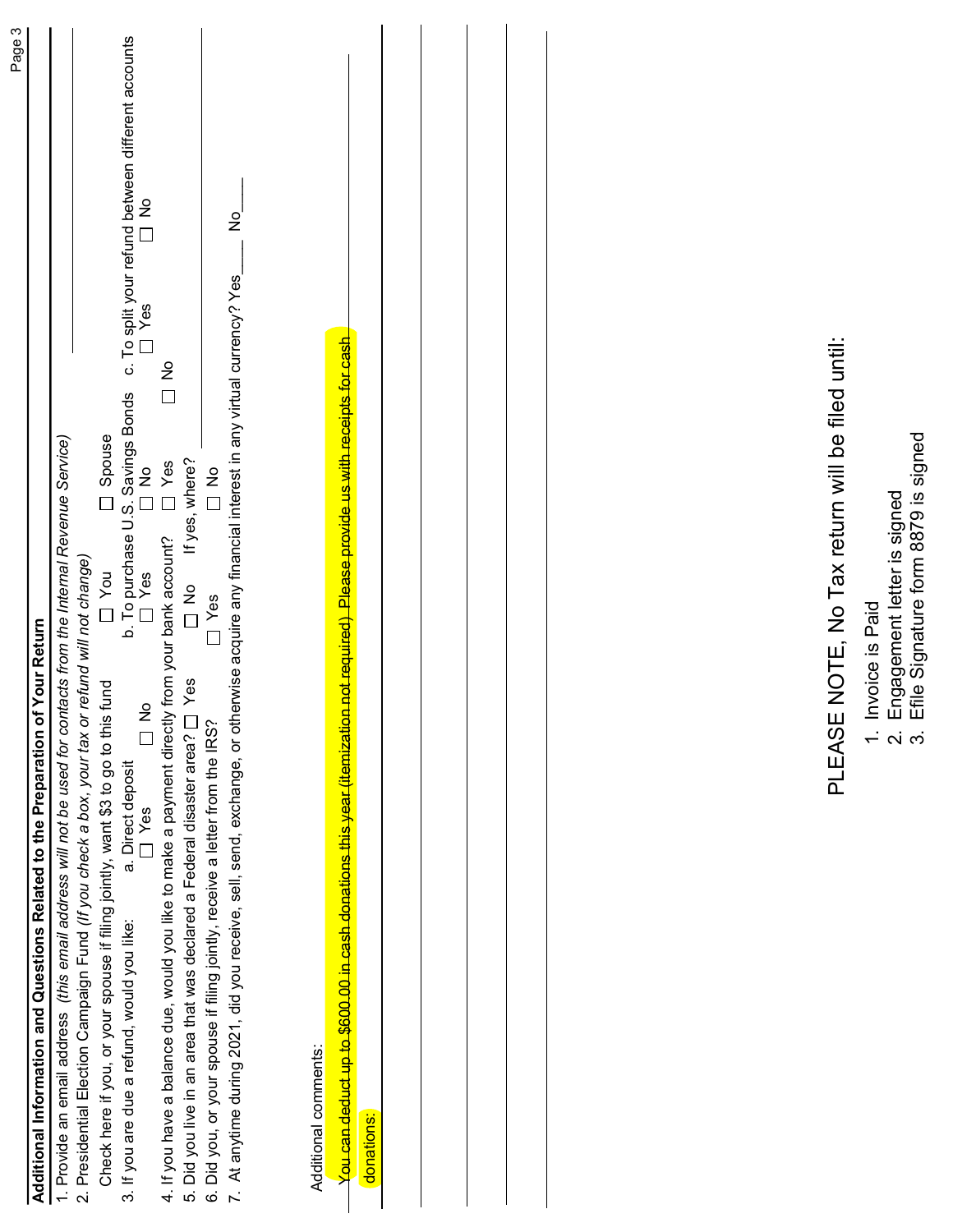## Additional Information and Questions Related to the Preparation of Your Return

1. Provide an email address *(this email address will not be used for contacts from the Internal Revenue Service)* ______________________

2. Presidential Election Campaign Fund *(If you check a box, your tax or refund will not change)*
   Check here if you, or your spouse if filing jointly, want $3 to go to this fund ☐ You ☐ Spouse

3. If you are due a refund, would you like:
   a. Direct deposit ☐ Yes ☐ No
   b. To purchase U.S. Savings Bonds ☐ Yes ☐ No
   c. To split your refund between different accounts ☐ Yes ☐ No

4. If you have a balance due, would you like to make a payment directly from your bank account? ☐ Yes ☐ No

5. Did you live in an area that was declared a Federal disaster area? ☐ Yes ☐ No If yes, where? ______________________

6. Did you, or your spouse if filing jointly, receive a letter from the IRS? ☐ Yes ☐ No

7. At anytime during 2021, did you receive, sell, send, exchange, or otherwise acquire any financial interest in any virtual currency? Yes____ No____

Additional comments:

You can deduct up to $600.00 in cash donations this year (itemization not required). Please provide us with receipts for cash donations:

PLEASE NOTE, No Tax return will be filed until:

1. Invoice is Paid
2. Engagement letter is signed
3. Efile Signature form 8879 is signed